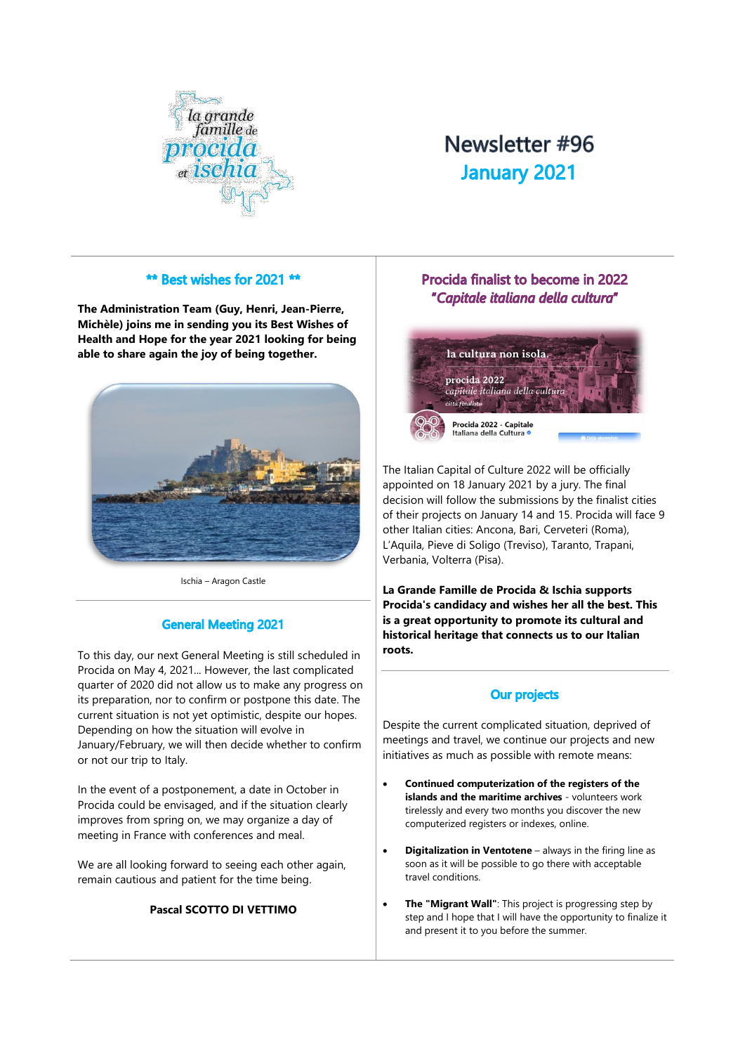# Newsletter #96
## January 2021

## ** Best wishes for 2021 **

**The Administration Team (Guy, Henri, Jean-Pierre, Michèle) joins me in sending you its Best Wishes of Health and Hope for the year 2021 looking for being able to share again the joy of being together.**

Ischia – Aragon Castle

## General Meeting 2021

To this day, our next General Meeting is still scheduled in Procida on May 4, 2021... However, the last complicated quarter of 2020 did not allow us to make any progress on its preparation, nor to confirm or postpone this date. The current situation is not yet optimistic, despite our hopes. Depending on how the situation will evolve in January/February, we will then decide whether to confirm or not our trip to Italy.

In the event of a postponement, a date in October in Procida could be envisaged, and if the situation clearly improves from spring on, we may organize a day of meeting in France with conferences and meal.

We are all looking forward to seeing each other again, remain cautious and patient for the time being.

**Pascal SCOTTO DI VETTIMO**

## Procida finalist to become in 2022 *"Capitale italiana della cultura"*

The Italian Capital of Culture 2022 will be officially appointed on 18 January 2021 by a jury. The final decision will follow the submissions by the finalist cities of their projects on January 14 and 15. Procida will face 9 other Italian cities: Ancona, Bari, Cerveteri (Roma), L'Aquila, Pieve di Soligo (Treviso), Taranto, Trapani, Verbania, Volterra (Pisa).

**La Grande Famille de Procida & Ischia supports Procida's candidacy and wishes her all the best. This is a great opportunity to promote its cultural and historical heritage that connects us to our Italian roots.**

## Our projects

Despite the current complicated situation, deprived of meetings and travel, we continue our projects and new initiatives as much as possible with remote means:

- **Continued computerization of the registers of the islands and the maritime archives** - volunteers work tirelessly and every two months you discover the new computerized registers or indexes, online.
- **Digitalization in Ventotene** – always in the firing line as soon as it will be possible to go there with acceptable travel conditions.
- **The "Migrant Wall"**: This project is progressing step by step and I hope that I will have the opportunity to finalize it and present it to you before the summer.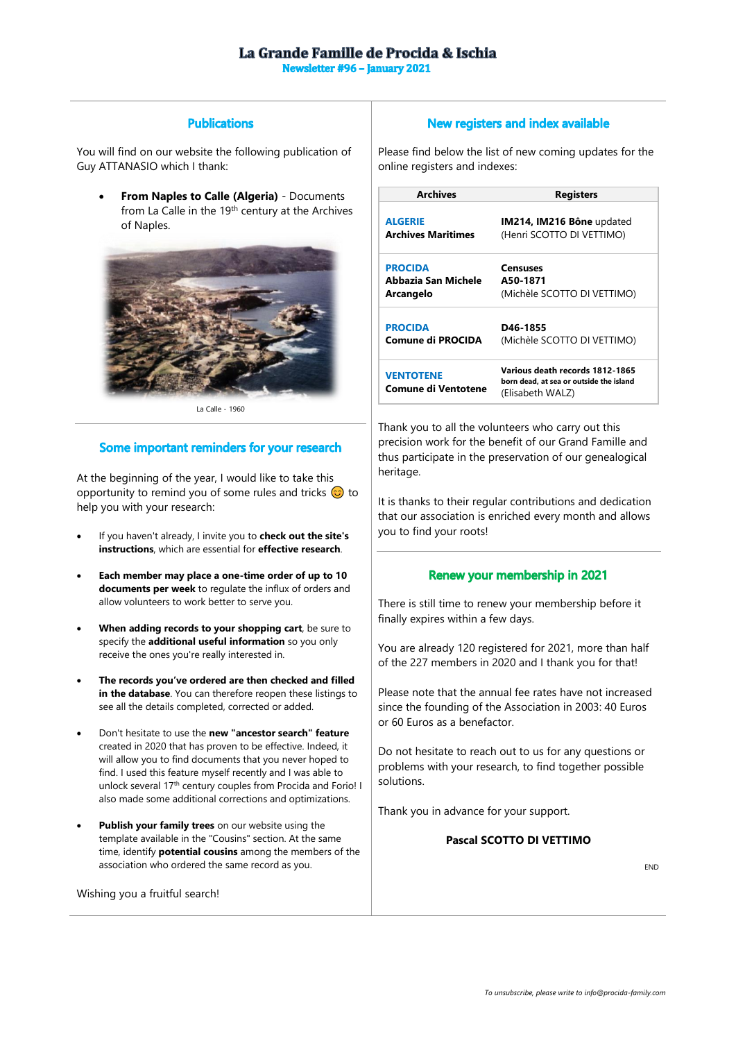# La Grande Famille de Procida & Ischia

**Newsletter #96 – January 2021**

## Publications

You will find on our website the following publication of Guy ATTANASIO which I thank:

- **From Naples to Calle (Algeria)** - Documents from La Calle in the 19th century at the Archives of Naples.

La Calle - 1960

## Some important reminders for your research

At the beginning of the year, I would like to take this opportunity to remind you of some rules and tricks 😊 to help you with your research:

- If you haven't already, I invite you to **check out the site's instructions**, which are essential for **effective research**.
- **Each member may place a one-time order of up to 10 documents per week** to regulate the influx of orders and allow volunteers to work better to serve you.
- **When adding records to your shopping cart**, be sure to specify the **additional useful information** so you only receive the ones you're really interested in.
- **The records you've ordered are then checked and filled in the database**. You can therefore reopen these listings to see all the details completed, corrected or added.
- Don't hesitate to use the **new "ancestor search" feature** created in 2020 that has proven to be effective. Indeed, it will allow you to find documents that you never hoped to find. I used this feature myself recently and I was able to unlock several 17th century couples from Procida and Forio! I also made some additional corrections and optimizations.
- **Publish your family trees** on our website using the template available in the "Cousins" section. At the same time, identify **potential cousins** among the members of the association who ordered the same record as you.

Wishing you a fruitful search!

## New registers and index available

Please find below the list of new coming updates for the online registers and indexes:

| Archives | Registers |
|---|---|
| **ALGERIE** **Archives Maritimes** | **IM214, IM216 Bône** updated (Henri SCOTTO DI VETTIMO) |
| **PROCIDA** **Abbazia San Michele Arcangelo** | **Censuses** **A50-1871** (Michèle SCOTTO DI VETTIMO) |
| **PROCIDA** **Comune di PROCIDA** | **D46-1855** (Michèle SCOTTO DI VETTIMO) |
| **VENTOTENE** **Comune di Ventotene** | **Various death records 1812-1865** **born dead, at sea or outside the island** (Elisabeth WALZ) |

Thank you to all the volunteers who carry out this precision work for the benefit of our Grand Famille and thus participate in the preservation of our genealogical heritage.

It is thanks to their regular contributions and dedication that our association is enriched every month and allows you to find your roots!

## Renew your membership in 2021

There is still time to renew your membership before it finally expires within a few days.

You are already 120 registered for 2021, more than half of the 227 members in 2020 and I thank you for that!

Please note that the annual fee rates have not increased since the founding of the Association in 2003: 40 Euros or 60 Euros as a benefactor.

Do not hesitate to reach out to us for any questions or problems with your research, to find together possible solutions.

Thank you in advance for your support.

**Pascal SCOTTO DI VETTIMO**

END

*To unsubscribe, please write to info@procida-family.com*